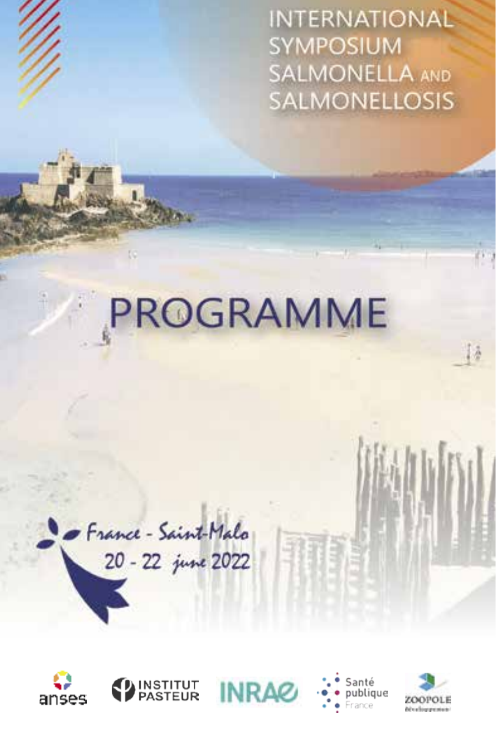# INTERNATIONAL SYMPOSIUM SALMONELLA AND SALMONELLOSIS

# PROGRAMME

France - Saint-Malo
20 - 22 june 2022

anses | INSTITUT PASTEUR | INRAE | Santé publique France | ZOOPOLE développement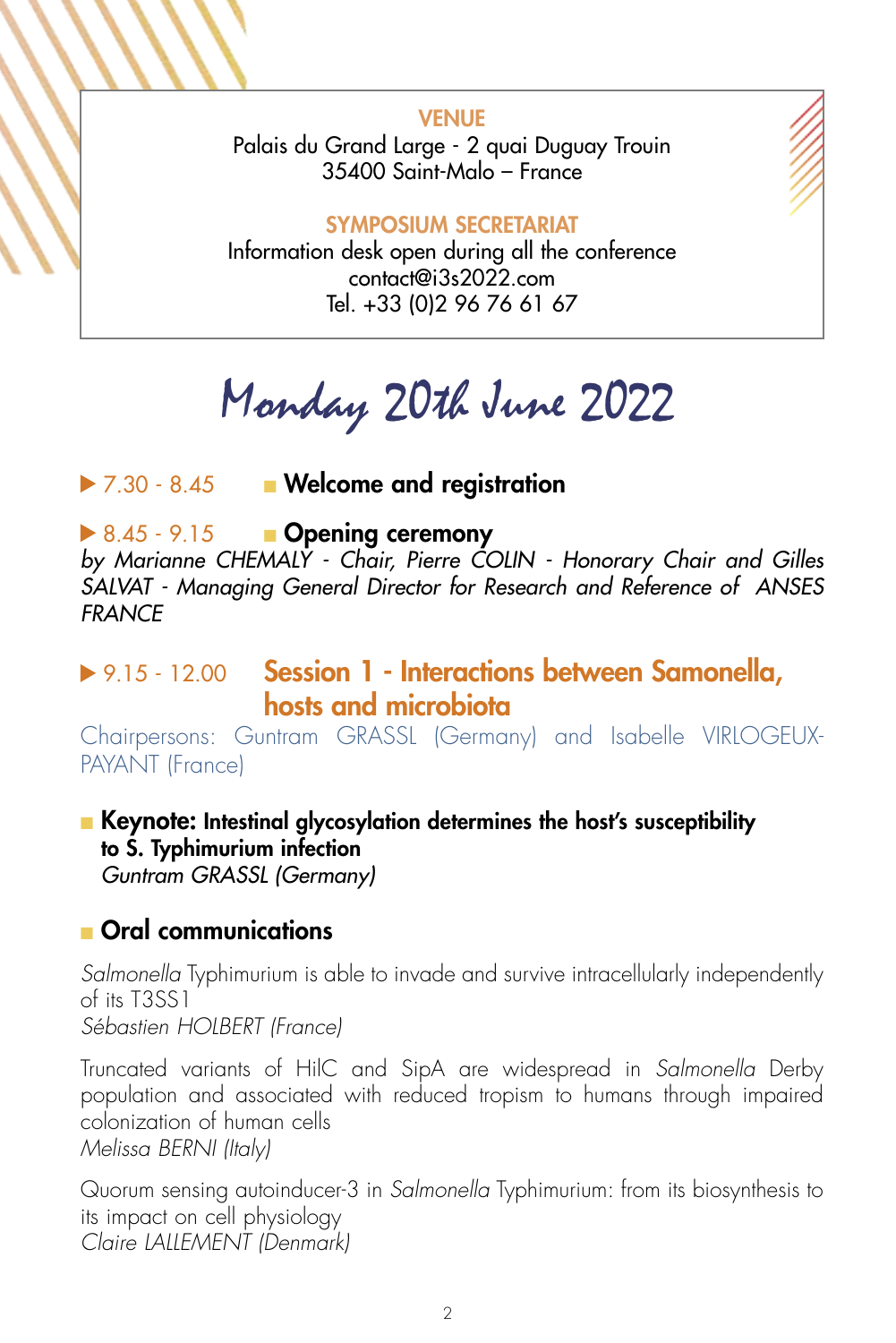**VENUE**
Palais du Grand Large - 2 quai Duguay Trouin
35400 Saint-Malo – France

**SYMPOSIUM SECRETARIAT**
Information desk open during all the conference
contact@i3s2022.com
Tel. +33 (0)2 96 76 61 67

# Monday 20th June 2022

▶ 7.30 - 8.45 **Welcome and registration**

▶ 8.45 - 9.15 **Opening ceremony**
*by Marianne CHEMALY - Chair, Pierre COLIN - Honorary Chair and Gilles SALVAT - Managing General Director for Research and Reference of ANSES FRANCE*

## ▶ 9.15 - 12.00 Session 1 - Interactions between Samonella, hosts and microbiota

Chairpersons: Guntram GRASSL (Germany) and Isabelle VIRLOGEUX-PAYANT (France)

**Keynote: Intestinal glycosylation determines the host's susceptibility to S. Typhimurium infection**
*Guntram GRASSL (Germany)*

### Oral communications

*Salmonella* Typhimurium is able to invade and survive intracellularly independently of its T3SS1
*Sébastien HOLBERT (France)*

Truncated variants of HilC and SipA are widespread in *Salmonella* Derby population and associated with reduced tropism to humans through impaired colonization of human cells
*Melissa BERNI (Italy)*

Quorum sensing autoinducer-3 in *Salmonella* Typhimurium: from its biosynthesis to its impact on cell physiology
*Claire LALLEMENT (Denmark)*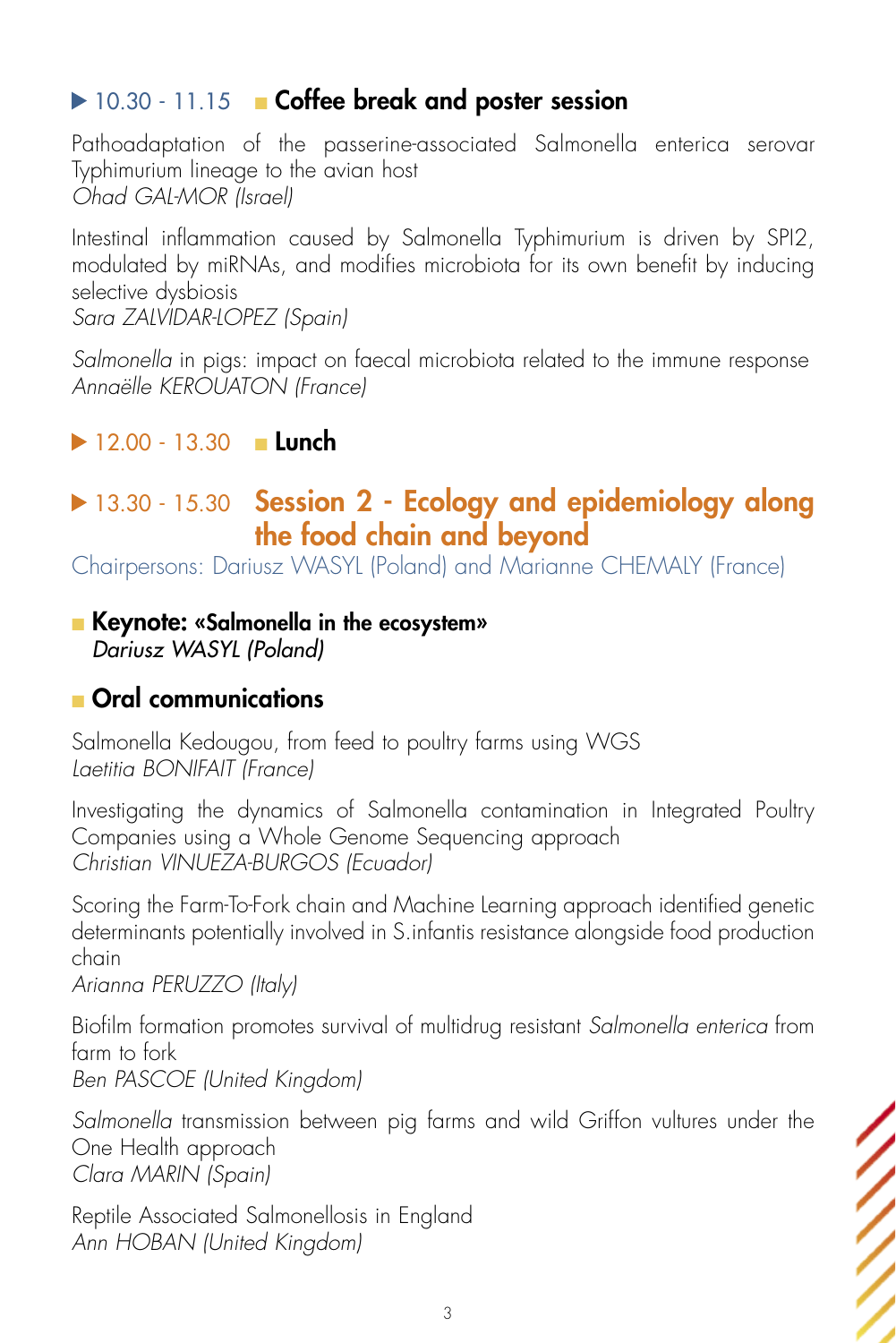## ▶ 10.30 - 11.15 ■ **Coffee break and poster session**

Pathoadaptation of the passerine-associated Salmonella enterica serovar Typhimurium lineage to the avian host
*Ohad GAL-MOR (Israel)*

Intestinal inflammation caused by Salmonella Typhimurium is driven by SPI2, modulated by miRNAs, and modifies microbiota for its own benefit by inducing selective dysbiosis
*Sara ZALVIDAR-LOPEZ (Spain)*

*Salmonella* in pigs: impact on faecal microbiota related to the immune response
*Annaëlle KEROUATON (France)*

## ▶ 12.00 - 13.30 ■ **Lunch**

## ▶ 13.30 - 15.30 **Session 2 - Ecology and epidemiology along the food chain and beyond**

Chairpersons: Dariusz WASYL (Poland) and Marianne CHEMALY (France)

### ■ **Keynote: «Salmonella in the ecosystem»**
*Dariusz WASYL (Poland)*

### ■ **Oral communications**

Salmonella Kedougou, from feed to poultry farms using WGS
*Laetitia BONIFAIT (France)*

Investigating the dynamics of Salmonella contamination in Integrated Poultry Companies using a Whole Genome Sequencing approach
*Christian VINUEZA-BURGOS (Ecuador)*

Scoring the Farm-To-Fork chain and Machine Learning approach identified genetic determinants potentially involved in S.infantis resistance alongside food production chain
*Arianna PERUZZO (Italy)*

Biofilm formation promotes survival of multidrug resistant *Salmonella enterica* from farm to fork
*Ben PASCOE (United Kingdom)*

*Salmonella* transmission between pig farms and wild Griffon vultures under the One Health approach
*Clara MARIN (Spain)*

Reptile Associated Salmonellosis in England
*Ann HOBAN (United Kingdom)*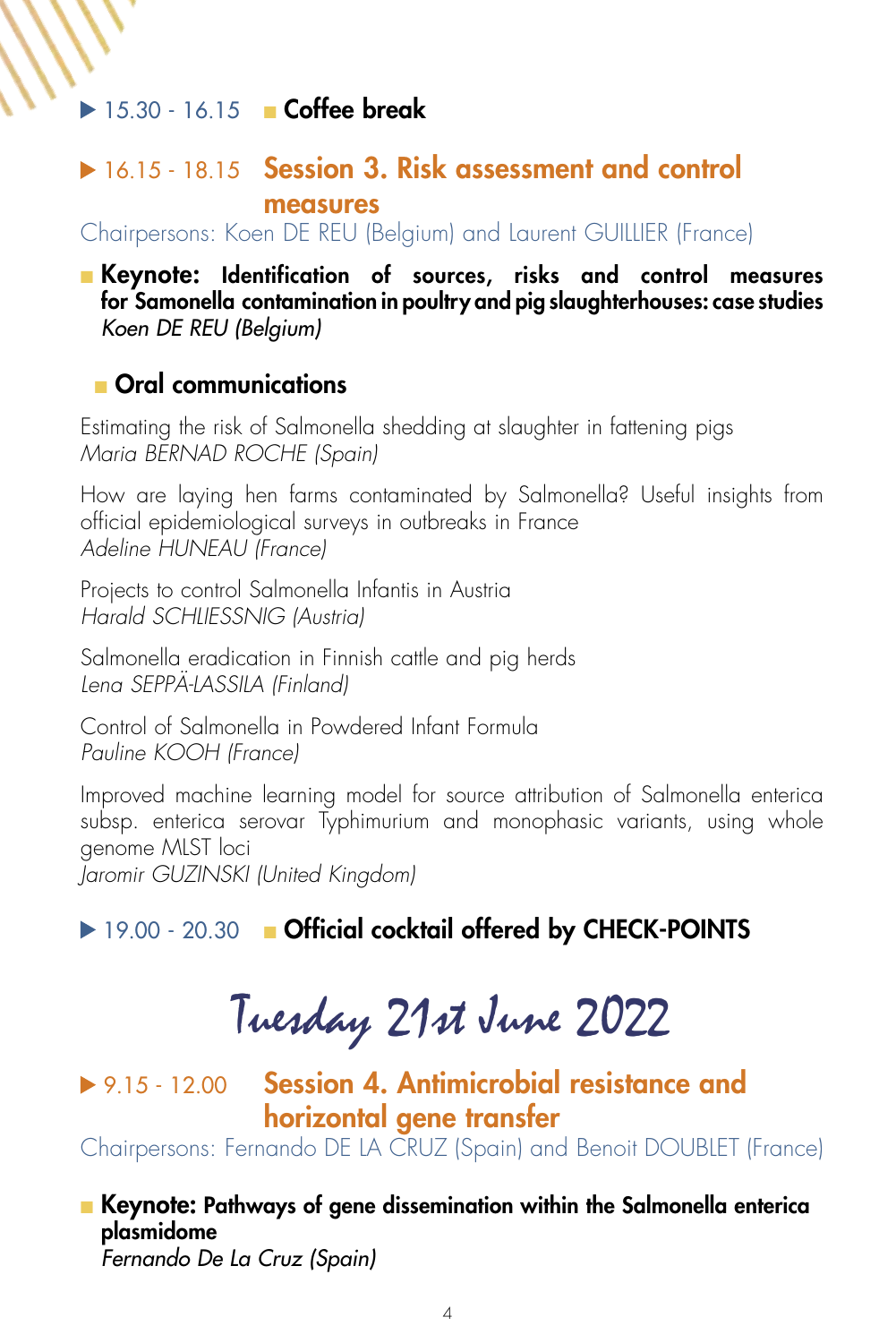▶ 15.30 - 16.15 ■ **Coffee break**

## ▶ 16.15 - 18.15 Session 3. Risk assessment and control measures

Chairpersons: Koen DE REU (Belgium) and Laurent GUILLIER (France)

■ **Keynote: Identification of sources, risks and control measures for Samonella contamination in poultry and pig slaughterhouses: case studies**
*Koen DE REU (Belgium)*

### ■ Oral communications

Estimating the risk of Salmonella shedding at slaughter in fattening pigs
*Maria BERNAD ROCHE (Spain)*

How are laying hen farms contaminated by Salmonella? Useful insights from official epidemiological surveys in outbreaks in France
*Adeline HUNEAU (France)*

Projects to control Salmonella Infantis in Austria
*Harald SCHLIESSNIG (Austria)*

Salmonella eradication in Finnish cattle and pig herds
*Lena SEPPÄ-LASSILA (Finland)*

Control of Salmonella in Powdered Infant Formula
*Pauline KOOH (France)*

Improved machine learning model for source attribution of Salmonella enterica subsp. enterica serovar Typhimurium and monophasic variants, using whole genome MLST loci
*Jaromir GUZINSKI (United Kingdom)*

▶ 19.00 - 20.30 ■ **Official cocktail offered by CHECK-POINTS**

# Tuesday 21st June 2022

## ▶ 9.15 - 12.00 Session 4. Antimicrobial resistance and horizontal gene transfer

Chairpersons: Fernando DE LA CRUZ (Spain) and Benoit DOUBLET (France)

■ **Keynote: Pathways of gene dissemination within the Salmonella enterica plasmidome**
*Fernando De La Cruz (Spain)*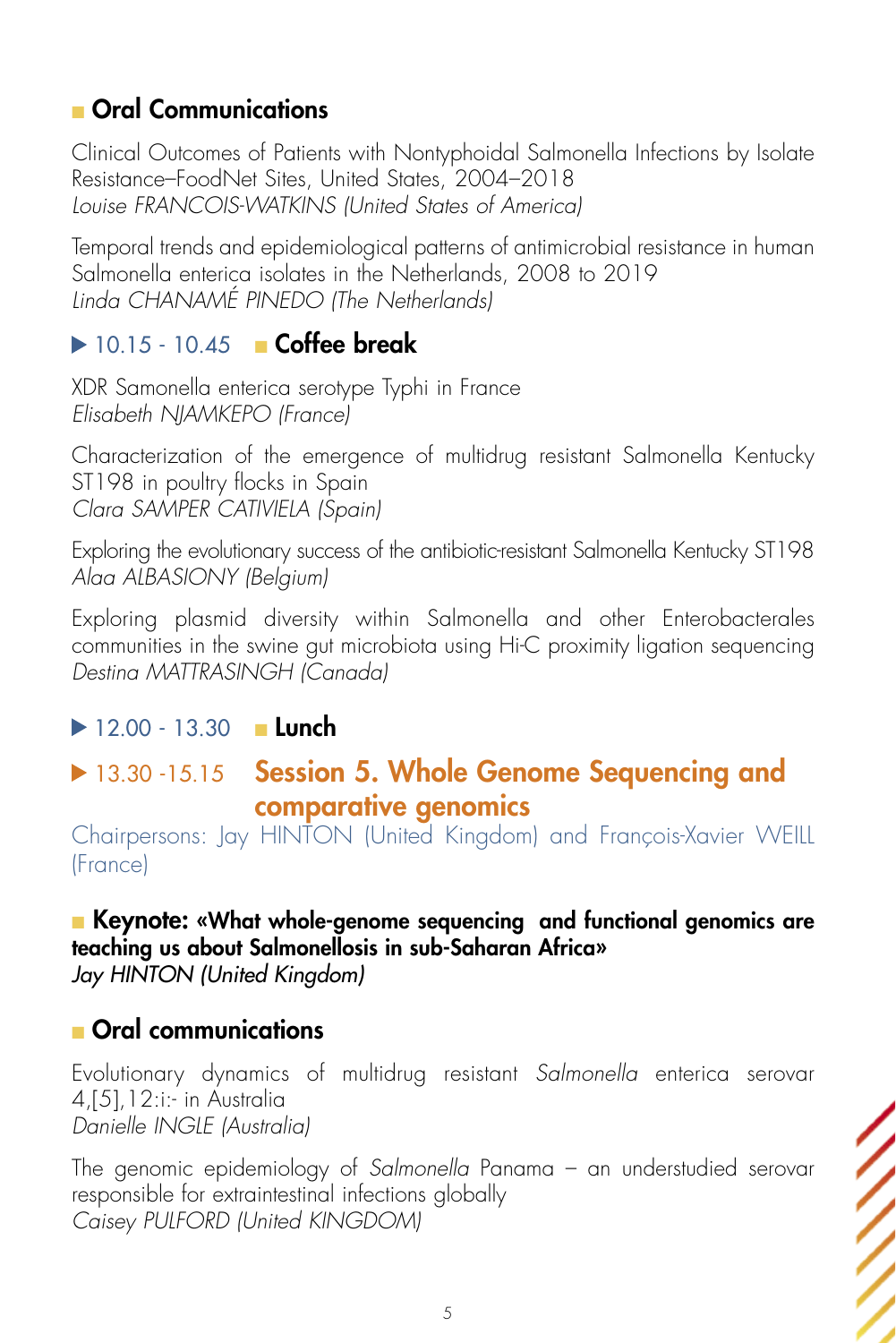## Oral Communications

Clinical Outcomes of Patients with Nontyphoidal Salmonella Infections by Isolate Resistance–FoodNet Sites, United States, 2004–2018
*Louise FRANCOIS-WATKINS (United States of America)*

Temporal trends and epidemiological patterns of antimicrobial resistance in human Salmonella enterica isolates in the Netherlands, 2008 to 2019
*Linda CHANAMÉ PINEDO (The Netherlands)*

## ▶ 10.15 - 10.45 **Coffee break**

XDR Samonella enterica serotype Typhi in France
*Elisabeth NJAMKEPO (France)*

Characterization of the emergence of multidrug resistant Salmonella Kentucky ST198 in poultry flocks in Spain
*Clara SAMPER CATIVIELA (Spain)*

Exploring the evolutionary success of the antibiotic-resistant Salmonella Kentucky ST198
*Alaa ALBASIONY (Belgium)*

Exploring plasmid diversity within Salmonella and other Enterobacterales communities in the swine gut microbiota using Hi-C proximity ligation sequencing
*Destina MATTRASINGH (Canada)*

## ▶ 12.00 - 13.30 **Lunch**

## ▶ 13.30 -15.15 **Session 5. Whole Genome Sequencing and comparative genomics**

Chairpersons: Jay HINTON (United Kingdom) and François-Xavier WEILL (France)

**Keynote: «What whole-genome sequencing and functional genomics are teaching us about Salmonellosis in sub-Saharan Africa»**
*Jay HINTON (United Kingdom)*

## Oral communications

Evolutionary dynamics of multidrug resistant *Salmonella* enterica serovar 4,[5],12:i:- in Australia
*Danielle INGLE (Australia)*

The genomic epidemiology of *Salmonella* Panama – an understudied serovar responsible for extraintestinal infections globally
*Caisey PULFORD (United KINGDOM)*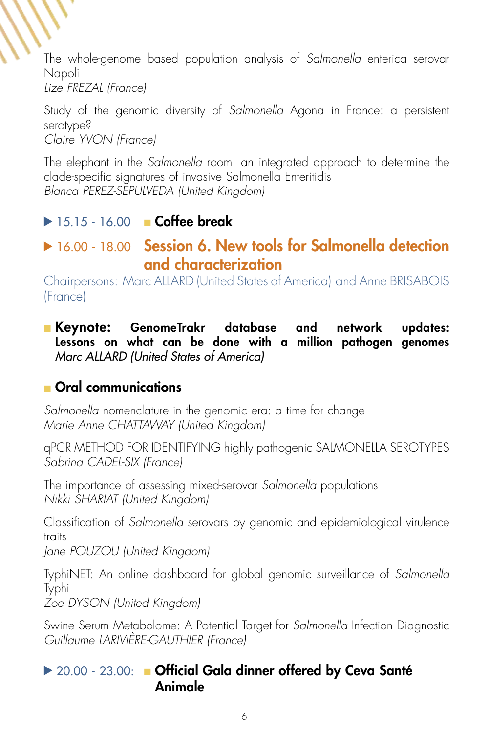The whole-genome based population analysis of *Salmonella* enterica serovar Napoli
*Lize FREZAL (France)*

Study of the genomic diversity of *Salmonella* Agona in France: a persistent serotype?
*Claire YVON (France)*

The elephant in the *Salmonella* room: an integrated approach to determine the clade-specific signatures of invasive Salmonella Enteritidis
*Blanca PEREZ-SEPULVEDA (United Kingdom)*

▶ 15.15 - 16.00 ■ **Coffee break**

## ▶ 16.00 - 18.00 Session 6. New tools for Salmonella detection and characterization

Chairpersons: Marc ALLARD (United States of America) and Anne BRISABOIS (France)

■ **Keynote: GenomeTrakr database and network updates: Lessons on what can be done with a million pathogen genomes**
*Marc ALLARD (United States of America)*

### ■ Oral communications

*Salmonella* nomenclature in the genomic era: a time for change
*Marie Anne CHATTAWAY (United Kingdom)*

qPCR METHOD FOR IDENTIFYING highly pathogenic SALMONELLA SEROTYPES
*Sabrina CADEL-SIX (France)*

The importance of assessing mixed-serovar *Salmonella* populations
*Nikki SHARIAT (United Kingdom)*

Classification of *Salmonella* serovars by genomic and epidemiological virulence traits
*Jane POUZOU (United Kingdom)*

TyphiNET: An online dashboard for global genomic surveillance of *Salmonella* Typhi
*Zoe DYSON (United Kingdom)*

Swine Serum Metabolome: A Potential Target for *Salmonella* Infection Diagnostic
*Guillaume LARIVIÈRE-GAUTHIER (France)*

▶ 20.00 - 23.00: ■ **Official Gala dinner offered by Ceva Santé Animale**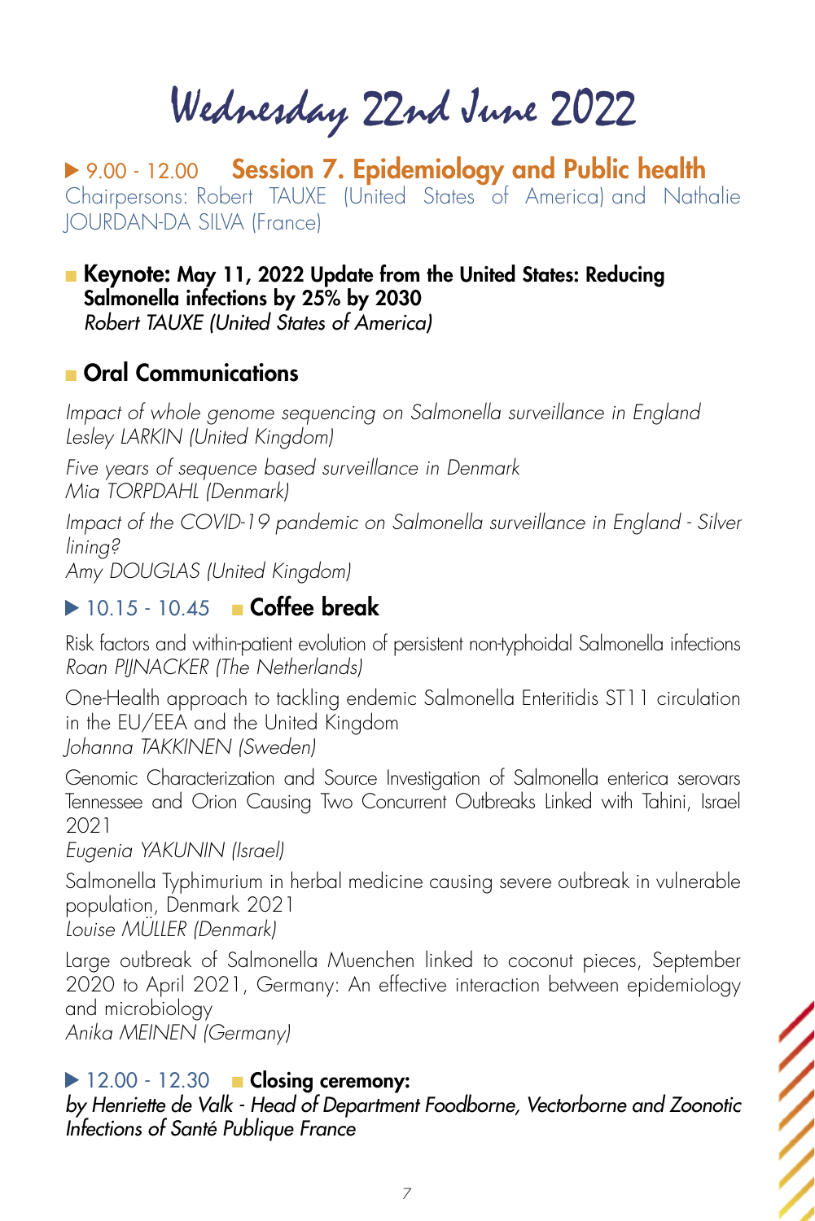# Wednesday 22nd June 2022

## ▶ 9.00 - 12.00 Session 7. Epidemiology and Public health

Chairpersons: Robert TAUXE (United States of America) and Nathalie JOURDAN-DA SILVA (France)

- **Keynote: May 11, 2022 Update from the United States: Reducing Salmonella infections by 25% by 2030**
  *Robert TAUXE (United States of America)*

### Oral Communications

*Impact of whole genome sequencing on Salmonella surveillance in England*
*Lesley LARKIN (United Kingdom)*

*Five years of sequence based surveillance in Denmark*
*Mia TORPDAHL (Denmark)*

*Impact of the COVID-19 pandemic on Salmonella surveillance in England - Silver lining?*
*Amy DOUGLAS (United Kingdom)*

## ▶ 10.15 - 10.45 Coffee break

Risk factors and within-patient evolution of persistent non-typhoidal Salmonella infections
*Roan PIJNACKER (The Netherlands)*

One-Health approach to tackling endemic Salmonella Enteritidis ST11 circulation in the EU/EEA and the United Kingdom
*Johanna TAKKINEN (Sweden)*

Genomic Characterization and Source Investigation of Salmonella enterica serovars Tennessee and Orion Causing Two Concurrent Outbreaks Linked with Tahini, Israel 2021
*Eugenia YAKUNIN (Israel)*

Salmonella Typhimurium in herbal medicine causing severe outbreak in vulnerable population, Denmark 2021
*Louise MÜLLER (Denmark)*

Large outbreak of Salmonella Muenchen linked to coconut pieces, September 2020 to April 2021, Germany: An effective interaction between epidemiology and microbiology
*Anika MEINEN (Germany)*

## ▶ 12.00 - 12.30 Closing ceremony:

*by Henriette de Valk - Head of Department Foodborne, Vectorborne and Zoonotic Infections of Santé Publique France*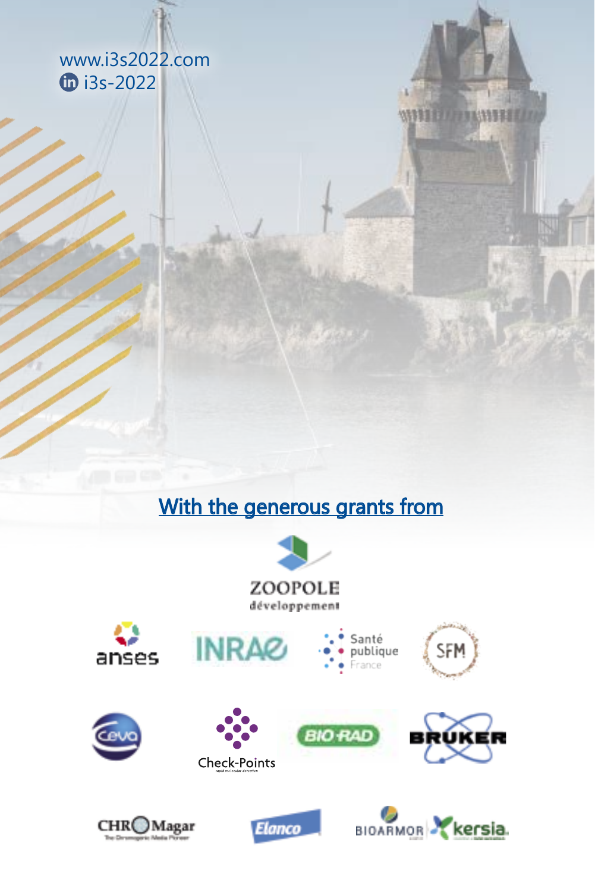www.i3s2022.com

i3s-2022

## With the generous grants from

ZOOPOLE développement

anses

INRAE

Santé publique France

SFM

Ceva

Check-Points

BIO-RAD

BRUKER

CHROMagar

Elanco

BIOARMOR

kersia